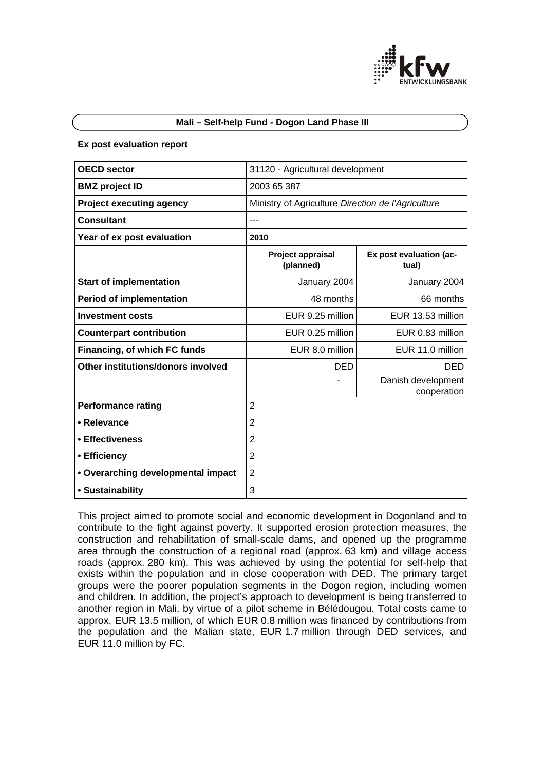**Mali – Self-help Fund - Dogon Land Phase III**

**Ex post evaluation report**

| **OECD sector** | 31120 - Agricultural development | |
|---|---|---|
| **BMZ project ID** | 2003 65 387 | |
| **Project executing agency** | Ministry of Agriculture *Direction de l'Agriculture* | |
| **Consultant** | --- | |
| **Year of ex post evaluation** | **2010** | |
| | **Project appraisal (planned)** | **Ex post evaluation (actual)** |
| **Start of implementation** | January 2004 | January 2004 |
| **Period of implementation** | 48 months | 66 months |
| **Investment costs** | EUR 9.25 million | EUR 13.53 million |
| **Counterpart contribution** | EUR 0.25 million | EUR 0.83 million |
| **Financing, of which FC funds** | EUR 8.0 million | EUR 11.0 million |
| **Other institutions/donors involved** | DED<br>- | DED<br>Danish development cooperation |
| **Performance rating** | 2 | |
| **• Relevance** | 2 | |
| **• Effectiveness** | 2 | |
| **• Efficiency** | 2 | |
| **• Overarching developmental impact** | 2 | |
| **• Sustainability** | 3 | |

This project aimed to promote social and economic development in Dogonland and to contribute to the fight against poverty. It supported erosion protection measures, the construction and rehabilitation of small-scale dams, and opened up the programme area through the construction of a regional road (approx. 63 km) and village access roads (approx. 280 km). This was achieved by using the potential for self-help that exists within the population and in close cooperation with DED. The primary target groups were the poorer population segments in the Dogon region, including women and children. In addition, the project's approach to development is being transferred to another region in Mali, by virtue of a pilot scheme in Bélédougou. Total costs came to approx. EUR 13.5 million, of which EUR 0.8 million was financed by contributions from the population and the Malian state, EUR 1.7 million through DED services, and EUR 11.0 million by FC.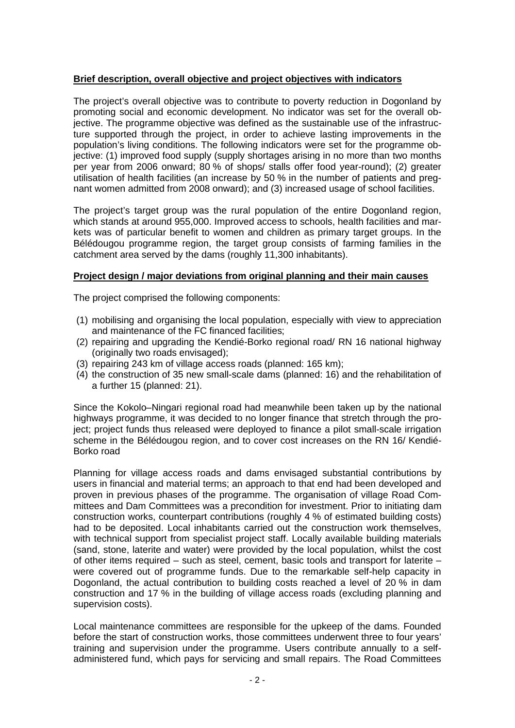## Brief description, overall objective and project objectives with indicators

The project's overall objective was to contribute to poverty reduction in Dogonland by promoting social and economic development. No indicator was set for the overall objective. The programme objective was defined as the sustainable use of the infrastructure supported through the project, in order to achieve lasting improvements in the population's living conditions. The following indicators were set for the programme objective: (1) improved food supply (supply shortages arising in no more than two months per year from 2006 onward; 80 % of shops/ stalls offer food year-round); (2) greater utilisation of health facilities (an increase by 50 % in the number of patients and pregnant women admitted from 2008 onward); and (3) increased usage of school facilities.

The project's target group was the rural population of the entire Dogonland region, which stands at around 955,000. Improved access to schools, health facilities and markets was of particular benefit to women and children as primary target groups. In the Bélédougou programme region, the target group consists of farming families in the catchment area served by the dams (roughly 11,300 inhabitants).

## Project design / major deviations from original planning and their main causes

The project comprised the following components:

(1) mobilising and organising the local population, especially with view to appreciation and maintenance of the FC financed facilities;
(2) repairing and upgrading the Kendié-Borko regional road/ RN 16 national highway (originally two roads envisaged);
(3) repairing 243 km of village access roads (planned: 165 km);
(4) the construction of 35 new small-scale dams (planned: 16) and the rehabilitation of a further 15 (planned: 21).

Since the Kokolo–Ningari regional road had meanwhile been taken up by the national highways programme, it was decided to no longer finance that stretch through the project; project funds thus released were deployed to finance a pilot small-scale irrigation scheme in the Bélédougou region, and to cover cost increases on the RN 16/ Kendié-Borko road

Planning for village access roads and dams envisaged substantial contributions by users in financial and material terms; an approach to that end had been developed and proven in previous phases of the programme. The organisation of village Road Committees and Dam Committees was a precondition for investment. Prior to initiating dam construction works, counterpart contributions (roughly 4 % of estimated building costs) had to be deposited. Local inhabitants carried out the construction work themselves, with technical support from specialist project staff. Locally available building materials (sand, stone, laterite and water) were provided by the local population, whilst the cost of other items required – such as steel, cement, basic tools and transport for laterite – were covered out of programme funds. Due to the remarkable self-help capacity in Dogonland, the actual contribution to building costs reached a level of 20 % in dam construction and 17 % in the building of village access roads (excluding planning and supervision costs).

Local maintenance committees are responsible for the upkeep of the dams. Founded before the start of construction works, those committees underwent three to four years' training and supervision under the programme. Users contribute annually to a self-administered fund, which pays for servicing and small repairs. The Road Committees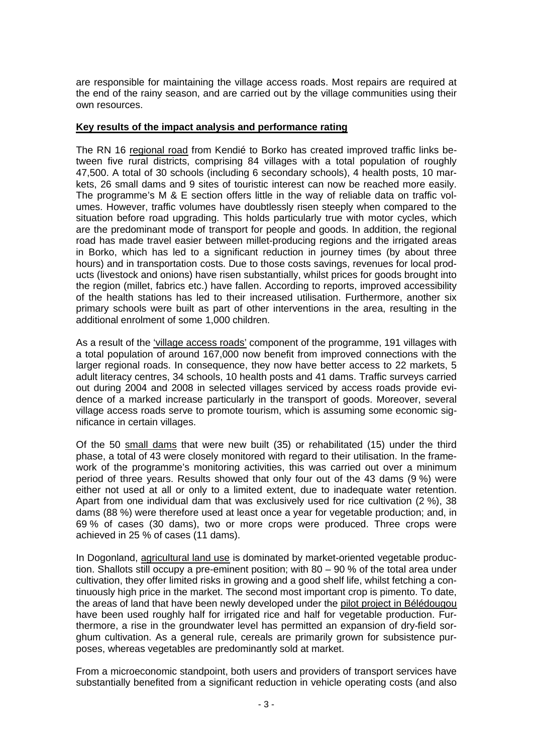are responsible for maintaining the village access roads. Most repairs are required at the end of the rainy season, and are carried out by the village communities using their own resources.

**Key results of the impact analysis and performance rating**

The RN 16 regional road from Kendié to Borko has created improved traffic links between five rural districts, comprising 84 villages with a total population of roughly 47,500. A total of 30 schools (including 6 secondary schools), 4 health posts, 10 markets, 26 small dams and 9 sites of touristic interest can now be reached more easily. The programme's M & E section offers little in the way of reliable data on traffic volumes. However, traffic volumes have doubtlessly risen steeply when compared to the situation before road upgrading. This holds particularly true with motor cycles, which are the predominant mode of transport for people and goods. In addition, the regional road has made travel easier between millet-producing regions and the irrigated areas in Borko, which has led to a significant reduction in journey times (by about three hours) and in transportation costs. Due to those costs savings, revenues for local products (livestock and onions) have risen substantially, whilst prices for goods brought into the region (millet, fabrics etc.) have fallen. According to reports, improved accessibility of the health stations has led to their increased utilisation. Furthermore, another six primary schools were built as part of other interventions in the area, resulting in the additional enrolment of some 1,000 children.

As a result of the 'village access roads' component of the programme, 191 villages with a total population of around 167,000 now benefit from improved connections with the larger regional roads. In consequence, they now have better access to 22 markets, 5 adult literacy centres, 34 schools, 10 health posts and 41 dams. Traffic surveys carried out during 2004 and 2008 in selected villages serviced by access roads provide evidence of a marked increase particularly in the transport of goods. Moreover, several village access roads serve to promote tourism, which is assuming some economic significance in certain villages.

Of the 50 small dams that were new built (35) or rehabilitated (15) under the third phase, a total of 43 were closely monitored with regard to their utilisation. In the framework of the programme's monitoring activities, this was carried out over a minimum period of three years. Results showed that only four out of the 43 dams (9 %) were either not used at all or only to a limited extent, due to inadequate water retention. Apart from one individual dam that was exclusively used for rice cultivation (2 %), 38 dams (88 %) were therefore used at least once a year for vegetable production; and, in 69 % of cases (30 dams), two or more crops were produced. Three crops were achieved in 25 % of cases (11 dams).

In Dogonland, agricultural land use is dominated by market-oriented vegetable production. Shallots still occupy a pre-eminent position; with 80 – 90 % of the total area under cultivation, they offer limited risks in growing and a good shelf life, whilst fetching a continuously high price in the market. The second most important crop is pimento. To date, the areas of land that have been newly developed under the pilot project in Bélédougou have been used roughly half for irrigated rice and half for vegetable production. Furthermore, a rise in the groundwater level has permitted an expansion of dry-field sorghum cultivation. As a general rule, cereals are primarily grown for subsistence purposes, whereas vegetables are predominantly sold at market.

From a microeconomic standpoint, both users and providers of transport services have substantially benefited from a significant reduction in vehicle operating costs (and also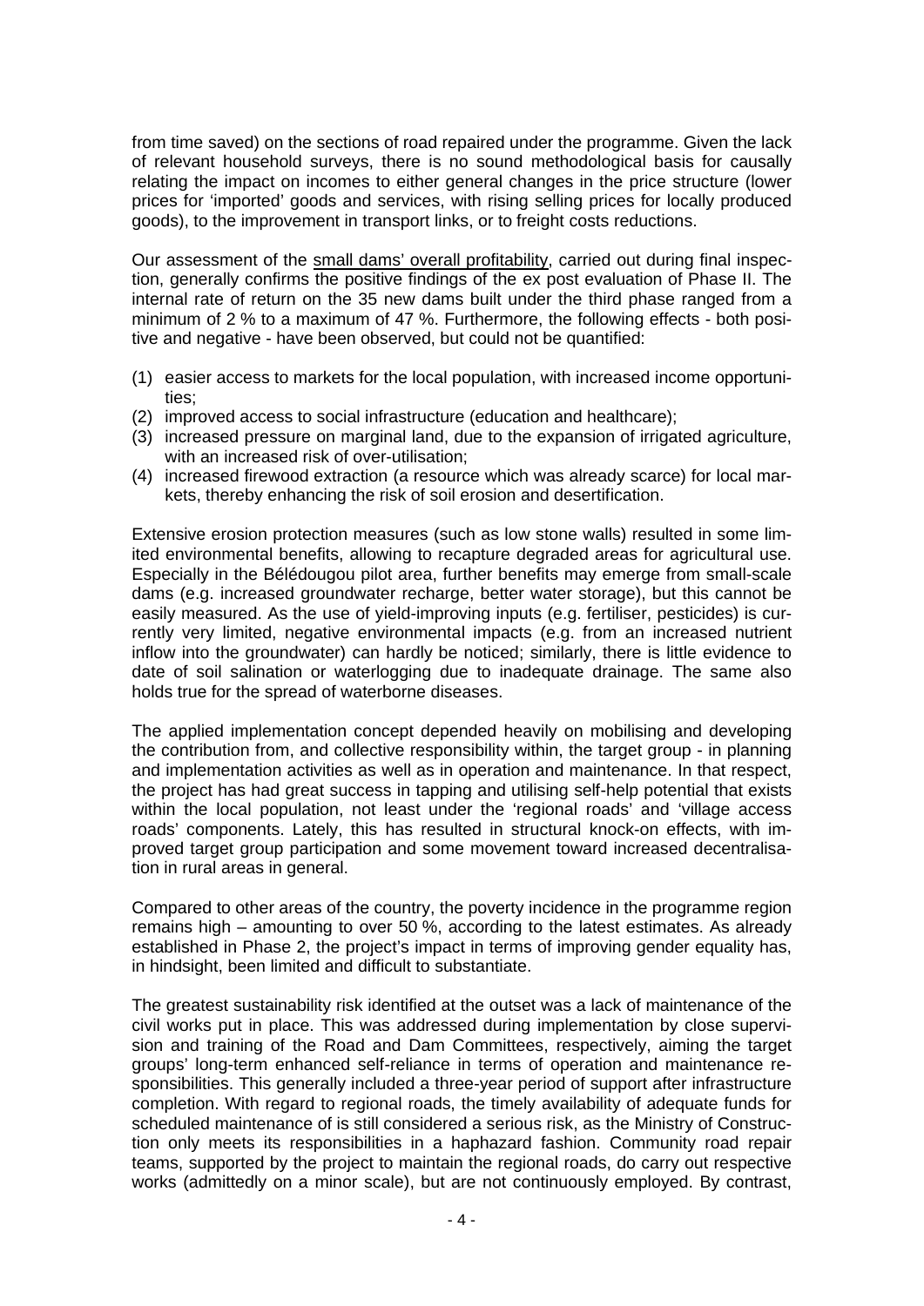from time saved) on the sections of road repaired under the programme. Given the lack of relevant household surveys, there is no sound methodological basis for causally relating the impact on incomes to either general changes in the price structure (lower prices for 'imported' goods and services, with rising selling prices for locally produced goods), to the improvement in transport links, or to freight costs reductions.

Our assessment of the <u>small dams' overall profitability</u>, carried out during final inspection, generally confirms the positive findings of the ex post evaluation of Phase II. The internal rate of return on the 35 new dams built under the third phase ranged from a minimum of 2 % to a maximum of 47 %. Furthermore, the following effects - both positive and negative - have been observed, but could not be quantified:

(1) easier access to markets for the local population, with increased income opportunities;
(2) improved access to social infrastructure (education and healthcare);
(3) increased pressure on marginal land, due to the expansion of irrigated agriculture, with an increased risk of over-utilisation;
(4) increased firewood extraction (a resource which was already scarce) for local markets, thereby enhancing the risk of soil erosion and desertification.

Extensive erosion protection measures (such as low stone walls) resulted in some limited environmental benefits, allowing to recapture degraded areas for agricultural use. Especially in the Bélédougou pilot area, further benefits may emerge from small-scale dams (e.g. increased groundwater recharge, better water storage), but this cannot be easily measured. As the use of yield-improving inputs (e.g. fertiliser, pesticides) is currently very limited, negative environmental impacts (e.g. from an increased nutrient inflow into the groundwater) can hardly be noticed; similarly, there is little evidence to date of soil salination or waterlogging due to inadequate drainage. The same also holds true for the spread of waterborne diseases.

The applied implementation concept depended heavily on mobilising and developing the contribution from, and collective responsibility within, the target group - in planning and implementation activities as well as in operation and maintenance. In that respect, the project has had great success in tapping and utilising self-help potential that exists within the local population, not least under the 'regional roads' and 'village access roads' components. Lately, this has resulted in structural knock-on effects, with improved target group participation and some movement toward increased decentralisation in rural areas in general.

Compared to other areas of the country, the poverty incidence in the programme region remains high – amounting to over 50 %, according to the latest estimates. As already established in Phase 2, the project's impact in terms of improving gender equality has, in hindsight, been limited and difficult to substantiate.

The greatest sustainability risk identified at the outset was a lack of maintenance of the civil works put in place. This was addressed during implementation by close supervision and training of the Road and Dam Committees, respectively, aiming the target groups' long-term enhanced self-reliance in terms of operation and maintenance responsibilities. This generally included a three-year period of support after infrastructure completion. With regard to regional roads, the timely availability of adequate funds for scheduled maintenance of is still considered a serious risk, as the Ministry of Construction only meets its responsibilities in a haphazard fashion. Community road repair teams, supported by the project to maintain the regional roads, do carry out respective works (admittedly on a minor scale), but are not continuously employed. By contrast,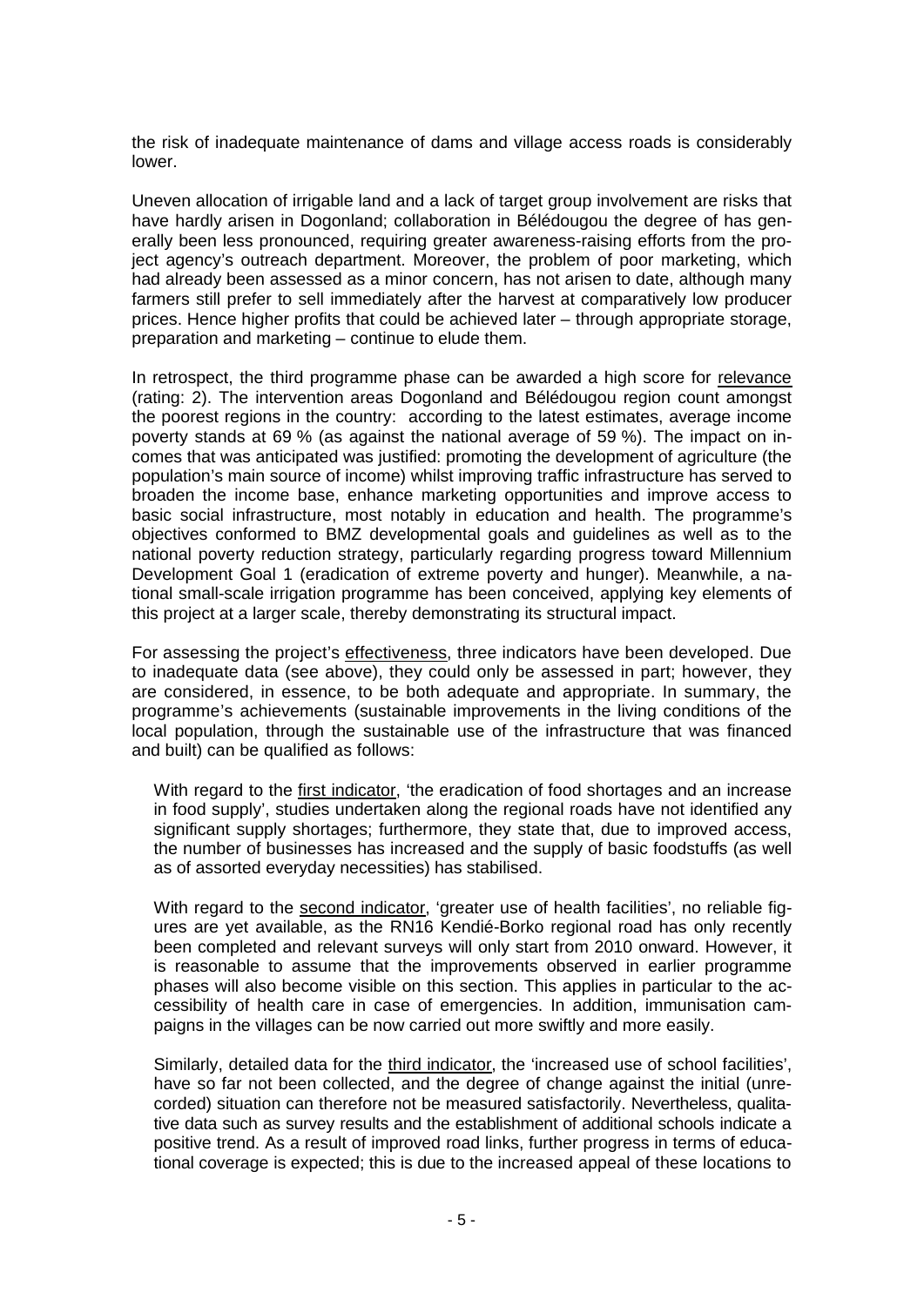the risk of inadequate maintenance of dams and village access roads is considerably lower.

Uneven allocation of irrigable land and a lack of target group involvement are risks that have hardly arisen in Dogonland; collaboration in Bélédougou the degree of has generally been less pronounced, requiring greater awareness-raising efforts from the project agency's outreach department. Moreover, the problem of poor marketing, which had already been assessed as a minor concern, has not arisen to date, although many farmers still prefer to sell immediately after the harvest at comparatively low producer prices. Hence higher profits that could be achieved later – through appropriate storage, preparation and marketing – continue to elude them.

In retrospect, the third programme phase can be awarded a high score for relevance (rating: 2). The intervention areas Dogonland and Bélédougou region count amongst the poorest regions in the country: according to the latest estimates, average income poverty stands at 69 % (as against the national average of 59 %). The impact on incomes that was anticipated was justified: promoting the development of agriculture (the population's main source of income) whilst improving traffic infrastructure has served to broaden the income base, enhance marketing opportunities and improve access to basic social infrastructure, most notably in education and health. The programme's objectives conformed to BMZ developmental goals and guidelines as well as to the national poverty reduction strategy, particularly regarding progress toward Millennium Development Goal 1 (eradication of extreme poverty and hunger). Meanwhile, a national small-scale irrigation programme has been conceived, applying key elements of this project at a larger scale, thereby demonstrating its structural impact.

For assessing the project's effectiveness, three indicators have been developed. Due to inadequate data (see above), they could only be assessed in part; however, they are considered, in essence, to be both adequate and appropriate. In summary, the programme's achievements (sustainable improvements in the living conditions of the local population, through the sustainable use of the infrastructure that was financed and built) can be qualified as follows:

With regard to the first indicator, 'the eradication of food shortages and an increase in food supply', studies undertaken along the regional roads have not identified any significant supply shortages; furthermore, they state that, due to improved access, the number of businesses has increased and the supply of basic foodstuffs (as well as of assorted everyday necessities) has stabilised.

With regard to the second indicator, 'greater use of health facilities', no reliable figures are yet available, as the RN16 Kendié-Borko regional road has only recently been completed and relevant surveys will only start from 2010 onward. However, it is reasonable to assume that the improvements observed in earlier programme phases will also become visible on this section. This applies in particular to the accessibility of health care in case of emergencies. In addition, immunisation campaigns in the villages can be now carried out more swiftly and more easily.

Similarly, detailed data for the third indicator, the 'increased use of school facilities', have so far not been collected, and the degree of change against the initial (unrecorded) situation can therefore not be measured satisfactorily. Nevertheless, qualitative data such as survey results and the establishment of additional schools indicate a positive trend. As a result of improved road links, further progress in terms of educational coverage is expected; this is due to the increased appeal of these locations to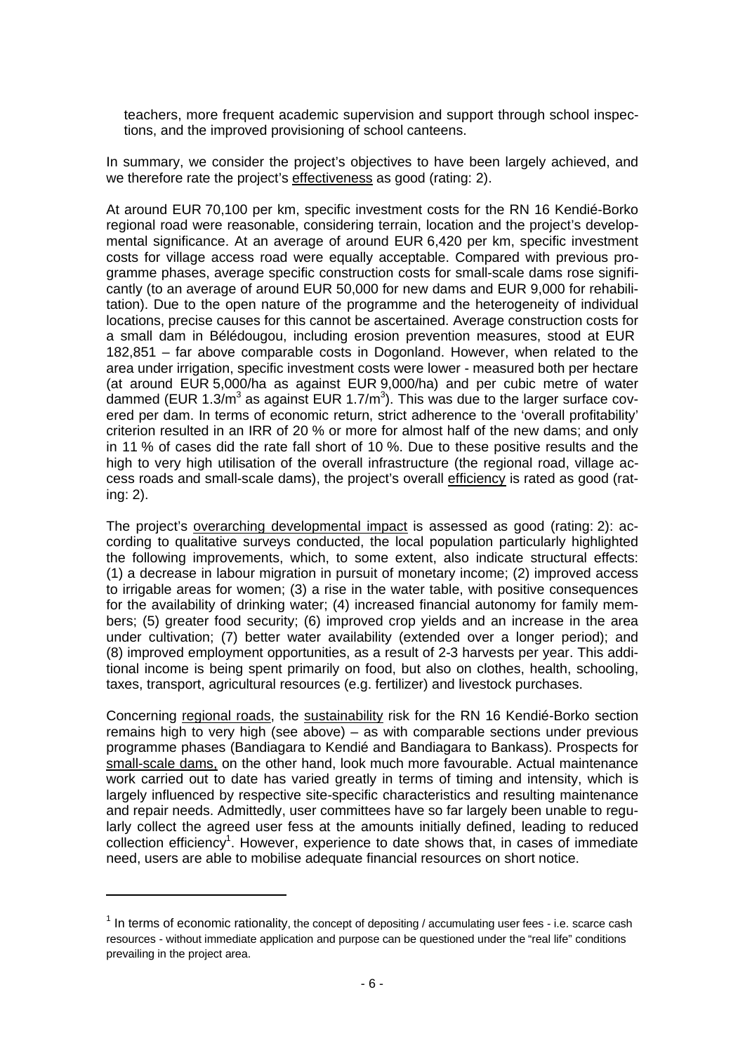teachers, more frequent academic supervision and support through school inspections, and the improved provisioning of school canteens.

In summary, we consider the project's objectives to have been largely achieved, and we therefore rate the project's effectiveness as good (rating: 2).

At around EUR 70,100 per km, specific investment costs for the RN 16 Kendié-Borko regional road were reasonable, considering terrain, location and the project's developmental significance. At an average of around EUR 6,420 per km, specific investment costs for village access road were equally acceptable. Compared with previous programme phases, average specific construction costs for small-scale dams rose significantly (to an average of around EUR 50,000 for new dams and EUR 9,000 for rehabilitation). Due to the open nature of the programme and the heterogeneity of individual locations, precise causes for this cannot be ascertained. Average construction costs for a small dam in Bélédougou, including erosion prevention measures, stood at EUR 182,851 – far above comparable costs in Dogonland. However, when related to the area under irrigation, specific investment costs were lower - measured both per hectare (at around EUR 5,000/ha as against EUR 9,000/ha) and per cubic metre of water dammed (EUR 1.3/m$^3$ as against EUR 1.7/m$^3$). This was due to the larger surface covered per dam. In terms of economic return, strict adherence to the 'overall profitability' criterion resulted in an IRR of 20 % or more for almost half of the new dams; and only in 11 % of cases did the rate fall short of 10 %. Due to these positive results and the high to very high utilisation of the overall infrastructure (the regional road, village access roads and small-scale dams), the project's overall efficiency is rated as good (rating: 2).

The project's overarching developmental impact is assessed as good (rating: 2): according to qualitative surveys conducted, the local population particularly highlighted the following improvements, which, to some extent, also indicate structural effects: (1) a decrease in labour migration in pursuit of monetary income; (2) improved access to irrigable areas for women; (3) a rise in the water table, with positive consequences for the availability of drinking water; (4) increased financial autonomy for family members; (5) greater food security; (6) improved crop yields and an increase in the area under cultivation; (7) better water availability (extended over a longer period); and (8) improved employment opportunities, as a result of 2-3 harvests per year. This additional income is being spent primarily on food, but also on clothes, health, schooling, taxes, transport, agricultural resources (e.g. fertilizer) and livestock purchases.

Concerning regional roads, the sustainability risk for the RN 16 Kendié-Borko section remains high to very high (see above) – as with comparable sections under previous programme phases (Bandiagara to Kendié and Bandiagara to Bankass). Prospects for small-scale dams, on the other hand, look much more favourable. Actual maintenance work carried out to date has varied greatly in terms of timing and intensity, which is largely influenced by respective site-specific characteristics and resulting maintenance and repair needs. Admittedly, user committees have so far largely been unable to regularly collect the agreed user fess at the amounts initially defined, leading to reduced collection efficiency[1]. However, experience to date shows that, in cases of immediate need, users are able to mobilise adequate financial resources on short notice.

[1] In terms of economic rationality, the concept of depositing / accumulating user fees - i.e. scarce cash resources - without immediate application and purpose can be questioned under the "real life" conditions prevailing in the project area.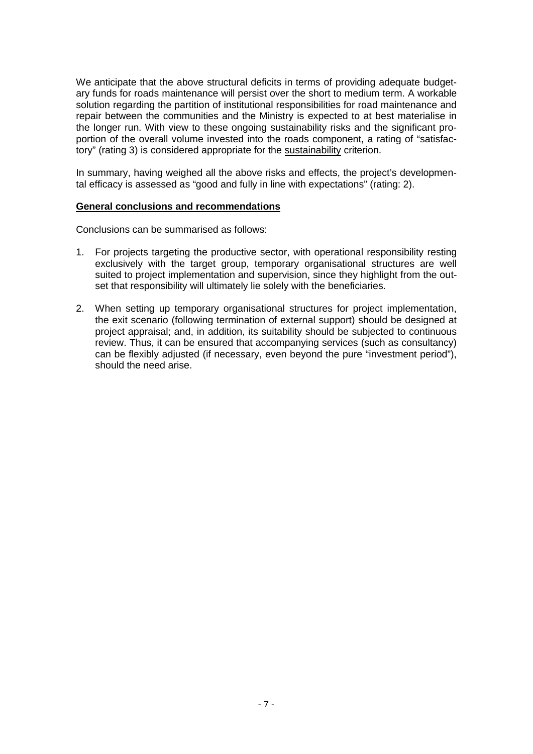We anticipate that the above structural deficits in terms of providing adequate budgetary funds for roads maintenance will persist over the short to medium term. A workable solution regarding the partition of institutional responsibilities for road maintenance and repair between the communities and the Ministry is expected to at best materialise in the longer run. With view to these ongoing sustainability risks and the significant proportion of the overall volume invested into the roads component, a rating of "satisfactory" (rating 3) is considered appropriate for the sustainability criterion.

In summary, having weighed all the above risks and effects, the project's developmental efficacy is assessed as "good and fully in line with expectations" (rating: 2).

**General conclusions and recommendations**

Conclusions can be summarised as follows:

1. For projects targeting the productive sector, with operational responsibility resting exclusively with the target group, temporary organisational structures are well suited to project implementation and supervision, since they highlight from the outset that responsibility will ultimately lie solely with the beneficiaries.

2. When setting up temporary organisational structures for project implementation, the exit scenario (following termination of external support) should be designed at project appraisal; and, in addition, its suitability should be subjected to continuous review. Thus, it can be ensured that accompanying services (such as consultancy) can be flexibly adjusted (if necessary, even beyond the pure "investment period"), should the need arise.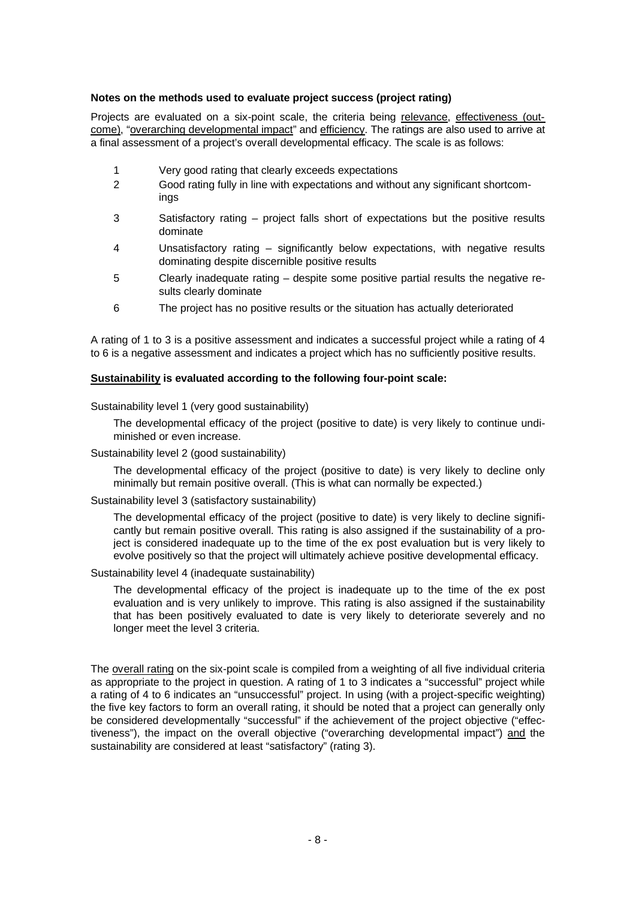**Notes on the methods used to evaluate project success (project rating)**

Projects are evaluated on a six-point scale, the criteria being relevance, effectiveness (outcome), "overarching developmental impact" and efficiency. The ratings are also used to arrive at a final assessment of a project's overall developmental efficacy. The scale is as follows:

1. Very good rating that clearly exceeds expectations
2. Good rating fully in line with expectations and without any significant shortcomings
3. Satisfactory rating – project falls short of expectations but the positive results dominate
4. Unsatisfactory rating – significantly below expectations, with negative results dominating despite discernible positive results
5. Clearly inadequate rating – despite some positive partial results the negative results clearly dominate
6. The project has no positive results or the situation has actually deteriorated

A rating of 1 to 3 is a positive assessment and indicates a successful project while a rating of 4 to 6 is a negative assessment and indicates a project which has no sufficiently positive results.

**Sustainability is evaluated according to the following four-point scale:**

Sustainability level 1 (very good sustainability)

The developmental efficacy of the project (positive to date) is very likely to continue undiminished or even increase.

Sustainability level 2 (good sustainability)

The developmental efficacy of the project (positive to date) is very likely to decline only minimally but remain positive overall. (This is what can normally be expected.)

Sustainability level 3 (satisfactory sustainability)

The developmental efficacy of the project (positive to date) is very likely to decline significantly but remain positive overall. This rating is also assigned if the sustainability of a project is considered inadequate up to the time of the ex post evaluation but is very likely to evolve positively so that the project will ultimately achieve positive developmental efficacy.

Sustainability level 4 (inadequate sustainability)

The developmental efficacy of the project is inadequate up to the time of the ex post evaluation and is very unlikely to improve. This rating is also assigned if the sustainability that has been positively evaluated to date is very likely to deteriorate severely and no longer meet the level 3 criteria.

The overall rating on the six-point scale is compiled from a weighting of all five individual criteria as appropriate to the project in question. A rating of 1 to 3 indicates a "successful" project while a rating of 4 to 6 indicates an "unsuccessful" project. In using (with a project-specific weighting) the five key factors to form an overall rating, it should be noted that a project can generally only be considered developmentally "successful" if the achievement of the project objective ("effectiveness"), the impact on the overall objective ("overarching developmental impact") and the sustainability are considered at least "satisfactory" (rating 3).